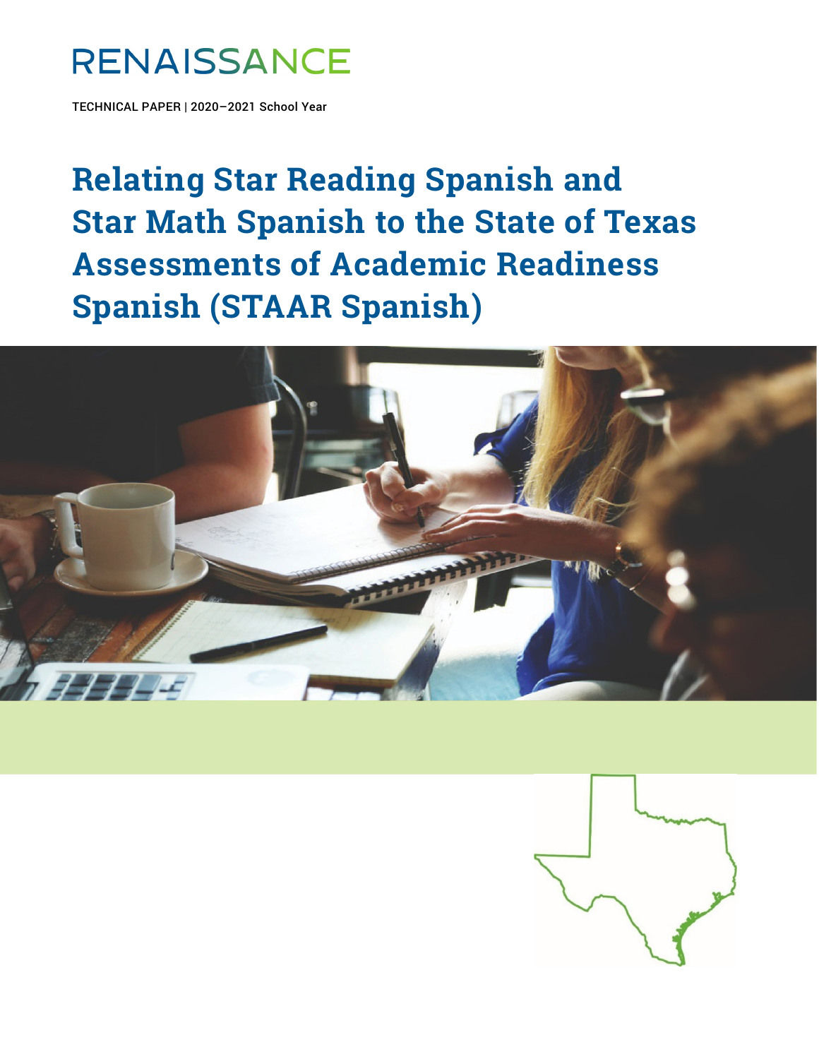RENAISSANCE

TECHNICAL PAPER | 2020–2021 School Year

# Relating Star Reading Spanish and Star Math Spanish to the State of Texas Assessments of Academic Readiness Spanish (STAAR Spanish)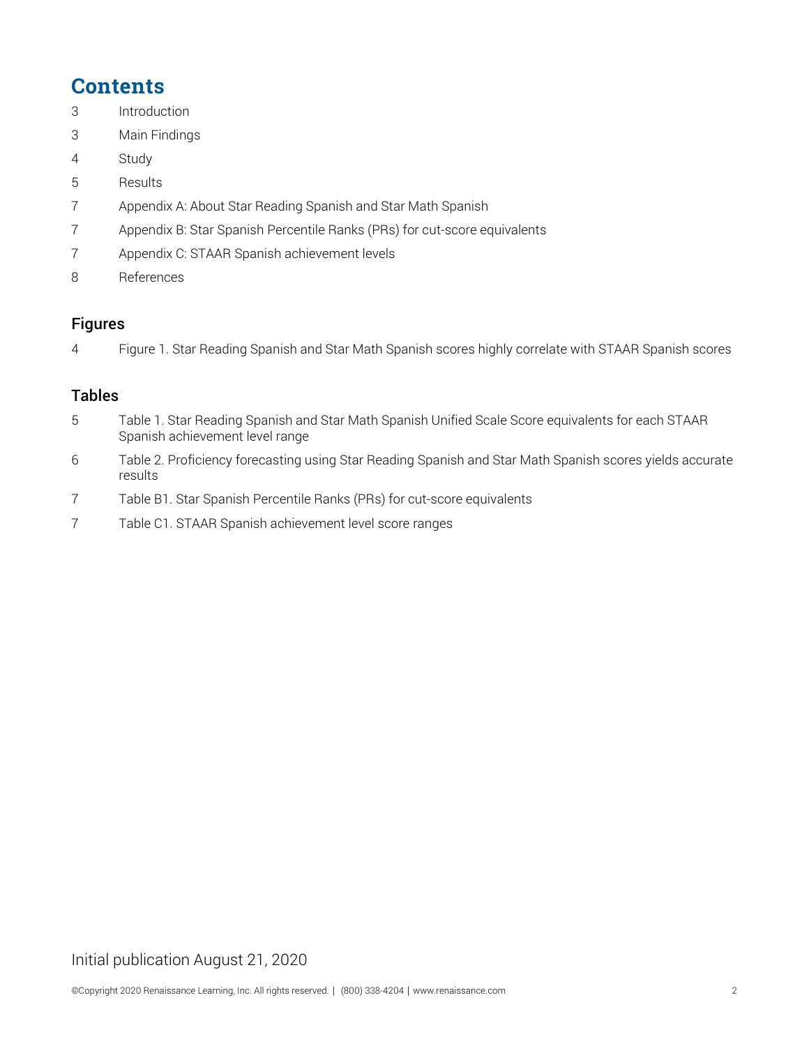# Contents

3 Introduction

3 Main Findings

4 Study

5 Results

7 Appendix A: About Star Reading Spanish and Star Math Spanish

7 Appendix B: Star Spanish Percentile Ranks (PRs) for cut-score equivalents

7 Appendix C: STAAR Spanish achievement levels

8 References

## Figures

4 Figure 1. Star Reading Spanish and Star Math Spanish scores highly correlate with STAAR Spanish scores

## Tables

5 Table 1. Star Reading Spanish and Star Math Spanish Unified Scale Score equivalents for each STAAR Spanish achievement level range

6 Table 2. Proficiency forecasting using Star Reading Spanish and Star Math Spanish scores yields accurate results

7 Table B1. Star Spanish Percentile Ranks (PRs) for cut-score equivalents

7 Table C1. STAAR Spanish achievement level score ranges

Initial publication August 21, 2020

©Copyright 2020 Renaissance Learning, Inc. All rights reserved. | (800) 338-4204 | www.renaissance.com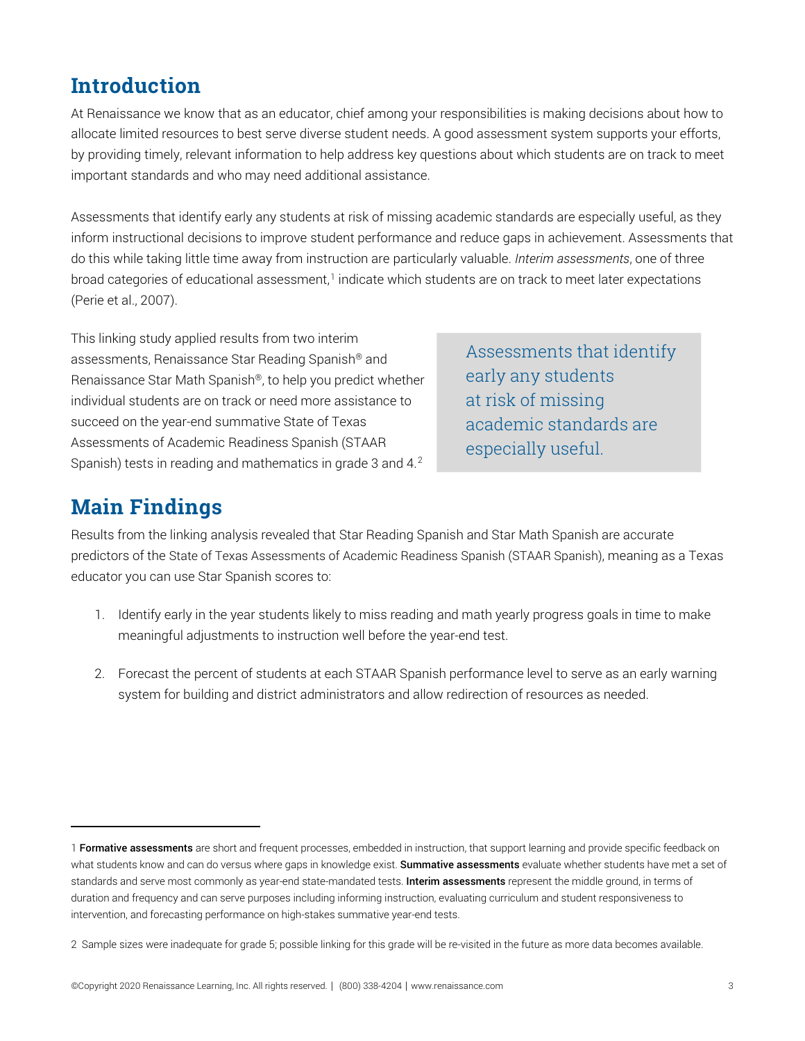## Introduction

At Renaissance we know that as an educator, chief among your responsibilities is making decisions about how to allocate limited resources to best serve diverse student needs. A good assessment system supports your efforts, by providing timely, relevant information to help address key questions about which students are on track to meet important standards and who may need additional assistance.

Assessments that identify early any students at risk of missing academic standards are especially useful, as they inform instructional decisions to improve student performance and reduce gaps in achievement. Assessments that do this while taking little time away from instruction are particularly valuable. *Interim assessments*, one of three broad categories of educational assessment,[1] indicate which students are on track to meet later expectations (Perie et al., 2007).

This linking study applied results from two interim assessments, Renaissance Star Reading Spanish® and Renaissance Star Math Spanish®, to help you predict whether individual students are on track or need more assistance to succeed on the year-end summative State of Texas Assessments of Academic Readiness Spanish (STAAR Spanish) tests in reading and mathematics in grade 3 and 4.[2]

> Assessments that identify early any students at risk of missing academic standards are especially useful.

## Main Findings

Results from the linking analysis revealed that Star Reading Spanish and Star Math Spanish are accurate predictors of the State of Texas Assessments of Academic Readiness Spanish (STAAR Spanish), meaning as a Texas educator you can use Star Spanish scores to:

1. Identify early in the year students likely to miss reading and math yearly progress goals in time to make meaningful adjustments to instruction well before the year-end test.
2. Forecast the percent of students at each STAAR Spanish performance level to serve as an early warning system for building and district administrators and allow redirection of resources as needed.

---

1 **Formative assessments** are short and frequent processes, embedded in instruction, that support learning and provide specific feedback on what students know and can do versus where gaps in knowledge exist. **Summative assessments** evaluate whether students have met a set of standards and serve most commonly as year-end state-mandated tests. **Interim assessments** represent the middle ground, in terms of duration and frequency and can serve purposes including informing instruction, evaluating curriculum and student responsiveness to intervention, and forecasting performance on high-stakes summative year-end tests.

2 Sample sizes were inadequate for grade 5; possible linking for this grade will be re-visited in the future as more data becomes available.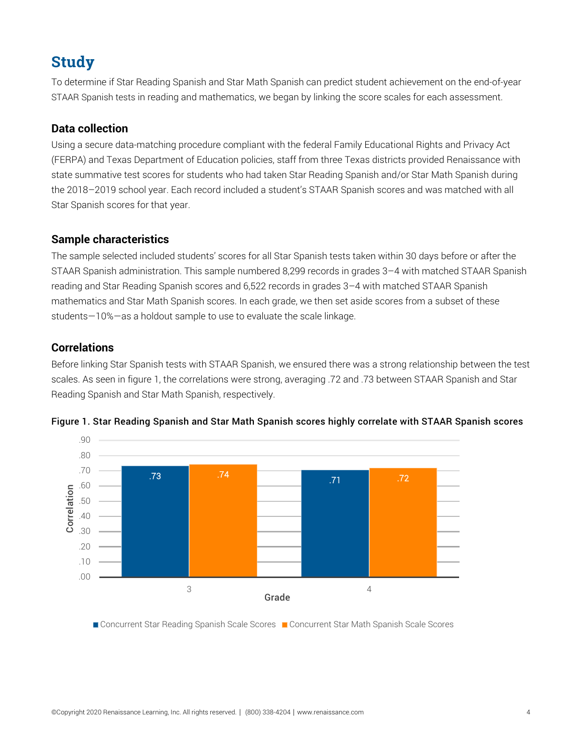# Study

To determine if Star Reading Spanish and Star Math Spanish can predict student achievement on the end-of-year STAAR Spanish tests in reading and mathematics, we began by linking the score scales for each assessment.

## Data collection

Using a secure data-matching procedure compliant with the federal Family Educational Rights and Privacy Act (FERPA) and Texas Department of Education policies, staff from three Texas districts provided Renaissance with state summative test scores for students who had taken Star Reading Spanish and/or Star Math Spanish during the 2018–2019 school year. Each record included a student's STAAR Spanish scores and was matched with all Star Spanish scores for that year.

## Sample characteristics

The sample selected included students' scores for all Star Spanish tests taken within 30 days before or after the STAAR Spanish administration. This sample numbered 8,299 records in grades 3–4 with matched STAAR Spanish reading and Star Reading Spanish scores and 6,522 records in grades 3–4 with matched STAAR Spanish mathematics and Star Math Spanish scores. In each grade, we then set aside scores from a subset of these students—10%—as a holdout sample to use to evaluate the scale linkage.

## Correlations

Before linking Star Spanish tests with STAAR Spanish, we ensured there was a strong relationship between the test scales. As seen in figure 1, the correlations were strong, averaging .72 and .73 between STAAR Spanish and Star Reading Spanish and Star Math Spanish, respectively.

**Figure 1. Star Reading Spanish and Star Math Spanish scores highly correlate with STAAR Spanish scores**

| Grade | Concurrent Star Reading Spanish Scale Scores | Concurrent Star Math Spanish Scale Scores |
|---|---|---|
| 3 | .73 | .74 |
| 4 | .71 | .72 |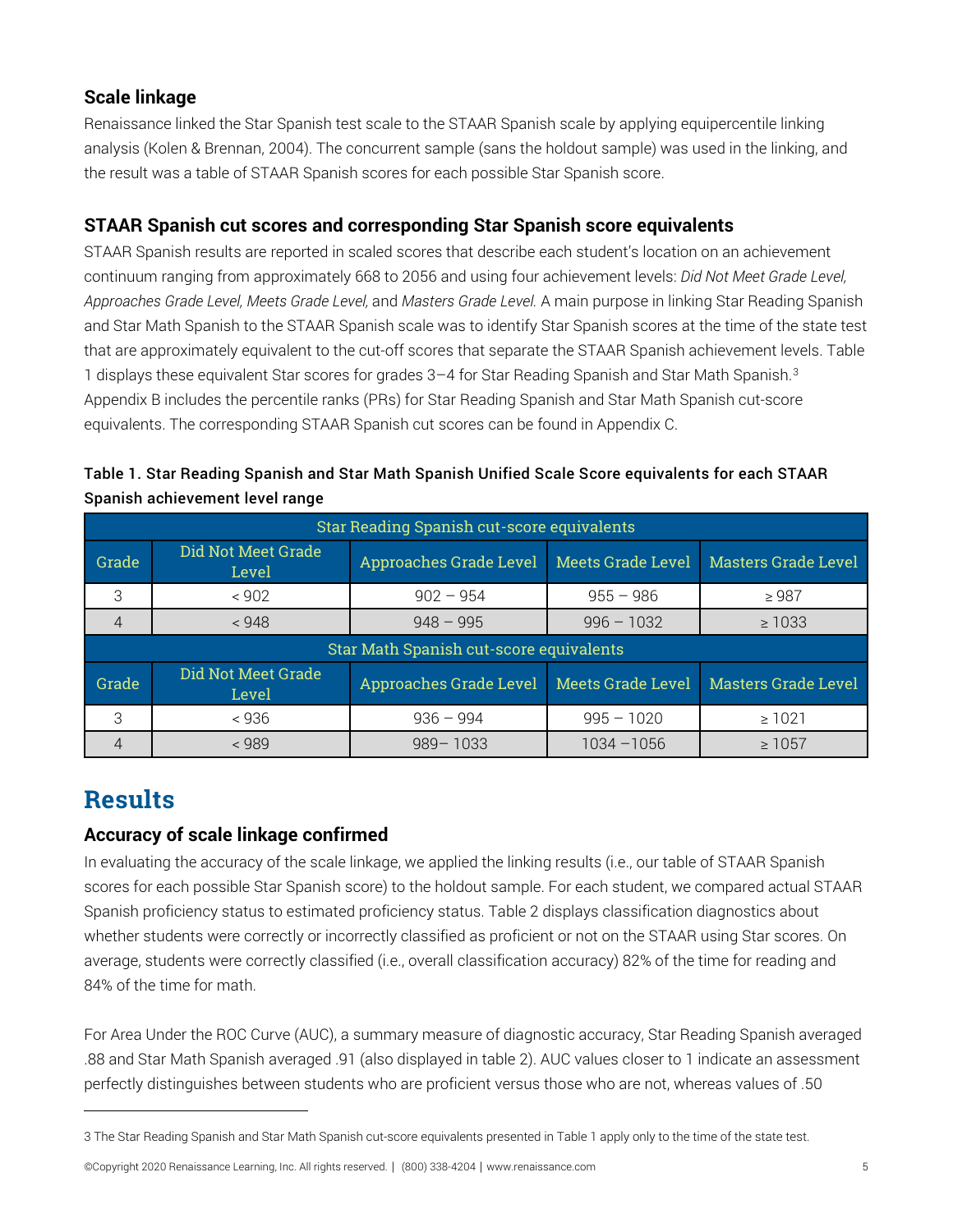### Scale linkage

Renaissance linked the Star Spanish test scale to the STAAR Spanish scale by applying equipercentile linking analysis (Kolen & Brennan, 2004). The concurrent sample (sans the holdout sample) was used in the linking, and the result was a table of STAAR Spanish scores for each possible Star Spanish score.

### STAAR Spanish cut scores and corresponding Star Spanish score equivalents

STAAR Spanish results are reported in scaled scores that describe each student's location on an achievement continuum ranging from approximately 668 to 2056 and using four achievement levels: *Did Not Meet Grade Level, Approaches Grade Level, Meets Grade Level,* and *Masters Grade Level.* A main purpose in linking Star Reading Spanish and Star Math Spanish to the STAAR Spanish scale was to identify Star Spanish scores at the time of the state test that are approximately equivalent to the cut-off scores that separate the STAAR Spanish achievement levels. Table 1 displays these equivalent Star scores for grades 3–4 for Star Reading Spanish and Star Math Spanish.[3] Appendix B includes the percentile ranks (PRs) for Star Reading Spanish and Star Math Spanish cut-score equivalents. The corresponding STAAR Spanish cut scores can be found in Appendix C.

**Table 1. Star Reading Spanish and Star Math Spanish Unified Scale Score equivalents for each STAAR Spanish achievement level range**

| Star Reading Spanish cut-score equivalents | | | | |
|---|---|---|---|---|
| Grade | Did Not Meet Grade Level | Approaches Grade Level | Meets Grade Level | Masters Grade Level |
| 3 | < 902 | 902 – 954 | 955 – 986 | ≥ 987 |
| 4 | < 948 | 948 – 995 | 996 – 1032 | ≥ 1033 |
| **Star Math Spanish cut-score equivalents** | | | | |
| Grade | Did Not Meet Grade Level | Approaches Grade Level | Meets Grade Level | Masters Grade Level |
| 3 | < 936 | 936 – 994 | 995 – 1020 | ≥ 1021 |
| 4 | < 989 | 989– 1033 | 1034 –1056 | ≥ 1057 |

# Results

### Accuracy of scale linkage confirmed

In evaluating the accuracy of the scale linkage, we applied the linking results (i.e., our table of STAAR Spanish scores for each possible Star Spanish score) to the holdout sample. For each student, we compared actual STAAR Spanish proficiency status to estimated proficiency status. Table 2 displays classification diagnostics about whether students were correctly or incorrectly classified as proficient or not on the STAAR using Star scores. On average, students were correctly classified (i.e., overall classification accuracy) 82% of the time for reading and 84% of the time for math.

For Area Under the ROC Curve (AUC), a summary measure of diagnostic accuracy, Star Reading Spanish averaged .88 and Star Math Spanish averaged .91 (also displayed in table 2). AUC values closer to 1 indicate an assessment perfectly distinguishes between students who are proficient versus those who are not, whereas values of .50

---

[3] The Star Reading Spanish and Star Math Spanish cut-score equivalents presented in Table 1 apply only to the time of the state test.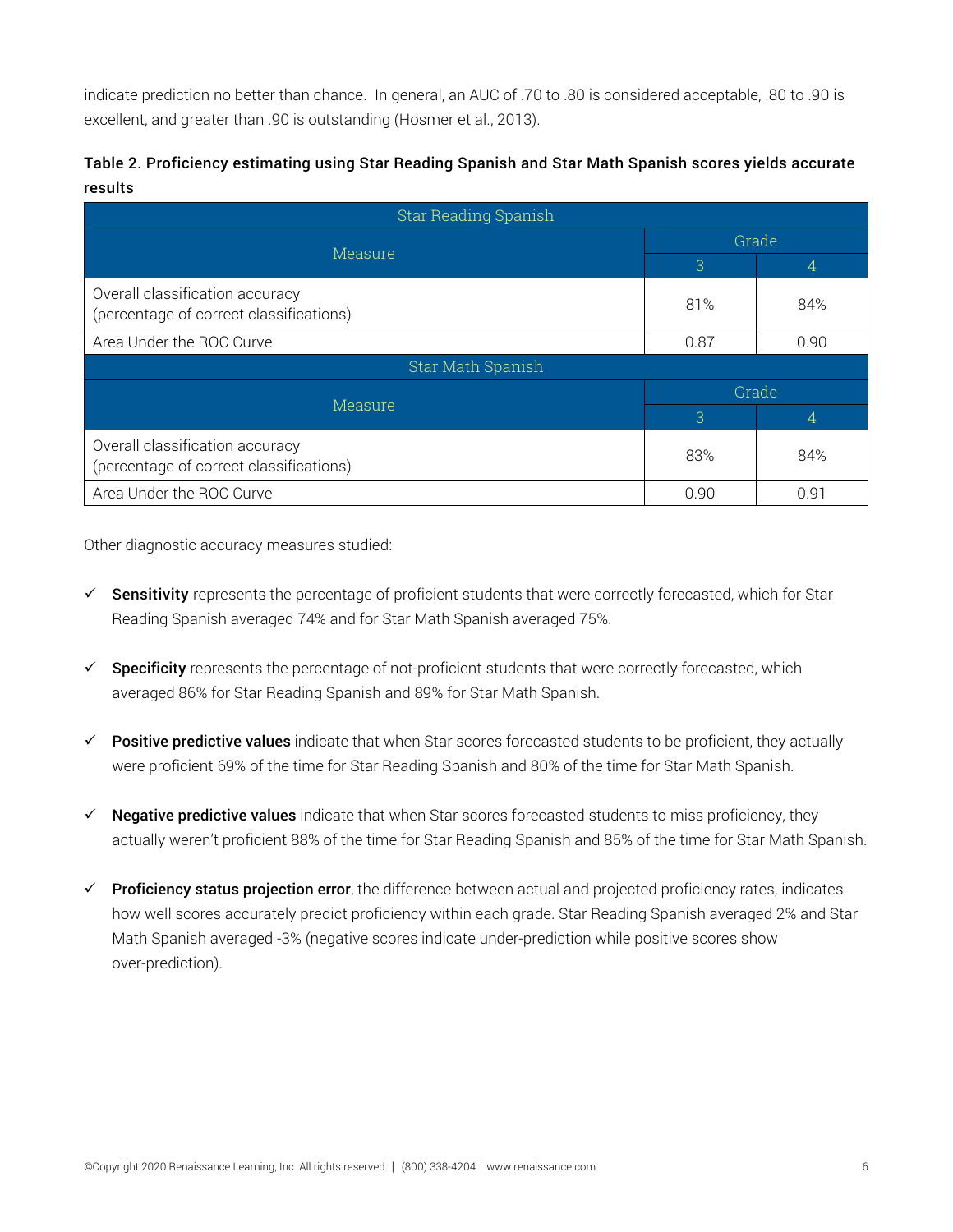indicate prediction no better than chance. In general, an AUC of .70 to .80 is considered acceptable, .80 to .90 is excellent, and greater than .90 is outstanding (Hosmer et al., 2013).

**Table 2. Proficiency estimating using Star Reading Spanish and Star Math Spanish scores yields accurate results**

| Star Reading Spanish | | |
|---|---|---|
| Measure | Grade | |
| | 3 | 4 |
| Overall classification accuracy (percentage of correct classifications) | 81% | 84% |
| Area Under the ROC Curve | 0.87 | 0.90 |
| **Star Math Spanish** | | |
| Measure | Grade | |
| | 3 | 4 |
| Overall classification accuracy (percentage of correct classifications) | 83% | 84% |
| Area Under the ROC Curve | 0.90 | 0.91 |

Other diagnostic accuracy measures studied:

- ✓ **Sensitivity** represents the percentage of proficient students that were correctly forecasted, which for Star Reading Spanish averaged 74% and for Star Math Spanish averaged 75%.
- ✓ **Specificity** represents the percentage of not-proficient students that were correctly forecasted, which averaged 86% for Star Reading Spanish and 89% for Star Math Spanish.
- ✓ **Positive predictive values** indicate that when Star scores forecasted students to be proficient, they actually were proficient 69% of the time for Star Reading Spanish and 80% of the time for Star Math Spanish.
- ✓ **Negative predictive values** indicate that when Star scores forecasted students to miss proficiency, they actually weren't proficient 88% of the time for Star Reading Spanish and 85% of the time for Star Math Spanish.
- ✓ **Proficiency status projection error**, the difference between actual and projected proficiency rates, indicates how well scores accurately predict proficiency within each grade. Star Reading Spanish averaged 2% and Star Math Spanish averaged -3% (negative scores indicate under-prediction while positive scores show over-prediction).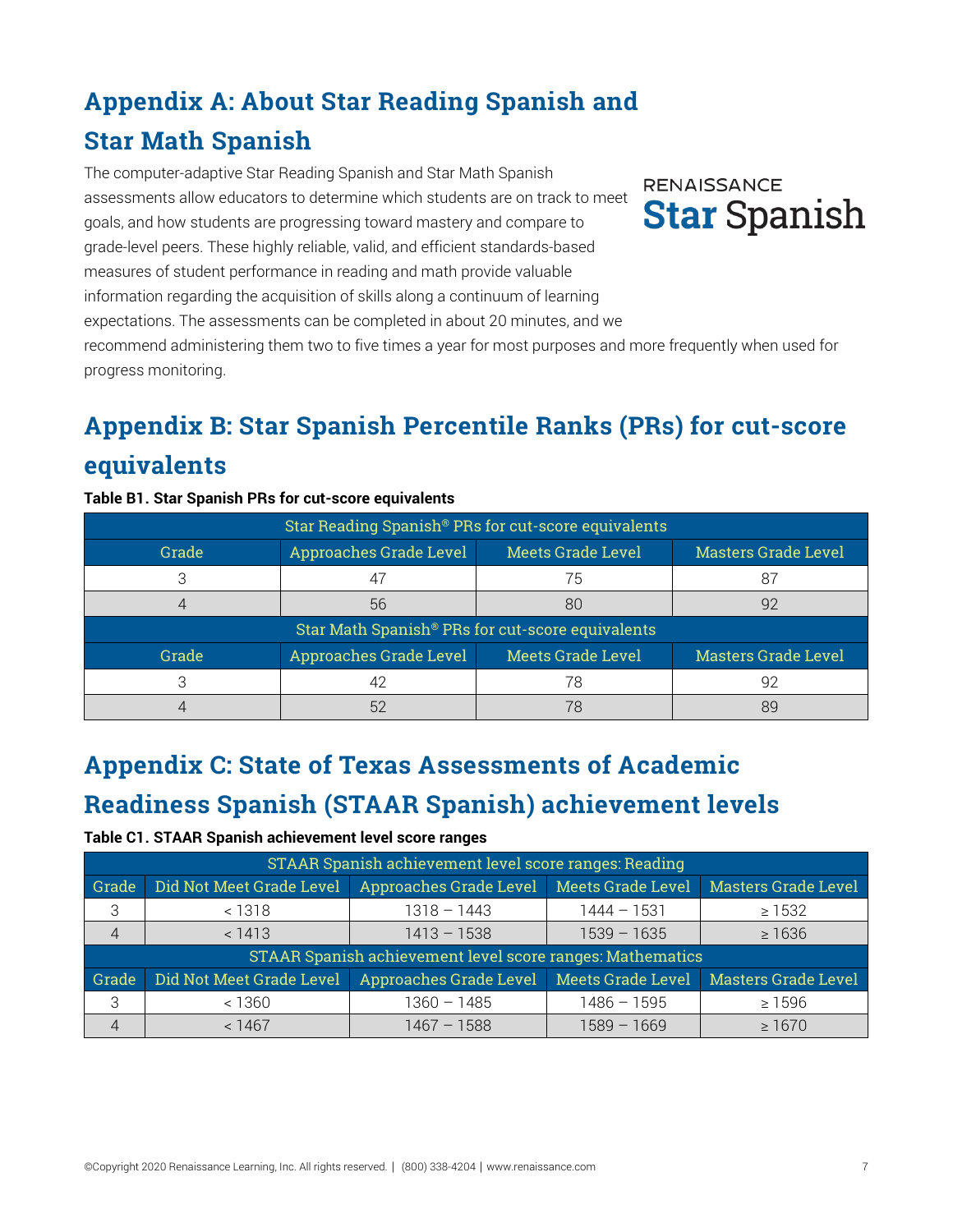# Appendix A: About Star Reading Spanish and Star Math Spanish

RENAISSANCE **Star** Spanish

The computer-adaptive Star Reading Spanish and Star Math Spanish assessments allow educators to determine which students are on track to meet goals, and how students are progressing toward mastery and compare to grade-level peers. These highly reliable, valid, and efficient standards-based measures of student performance in reading and math provide valuable information regarding the acquisition of skills along a continuum of learning expectations. The assessments can be completed in about 20 minutes, and we recommend administering them two to five times a year for most purposes and more frequently when used for progress monitoring.

# Appendix B: Star Spanish Percentile Ranks (PRs) for cut-score equivalents

**Table B1. Star Spanish PRs for cut-score equivalents**

| Star Reading Spanish® PRs for cut-score equivalents | | | |
|---|---|---|---|
| Grade | Approaches Grade Level | Meets Grade Level | Masters Grade Level |
| 3 | 47 | 75 | 87 |
| 4 | 56 | 80 | 92 |
| **Star Math Spanish® PRs for cut-score equivalents** | | | |
| Grade | Approaches Grade Level | Meets Grade Level | Masters Grade Level |
| 3 | 42 | 78 | 92 |
| 4 | 52 | 78 | 89 |

# Appendix C: State of Texas Assessments of Academic Readiness Spanish (STAAR Spanish) achievement levels

**Table C1. STAAR Spanish achievement level score ranges**

| STAAR Spanish achievement level score ranges: Reading | | | | |
|---|---|---|---|---|
| Grade | Did Not Meet Grade Level | Approaches Grade Level | Meets Grade Level | Masters Grade Level |
| 3 | < 1318 | 1318 – 1443 | 1444 – 1531 | ≥ 1532 |
| 4 | < 1413 | 1413 – 1538 | 1539 – 1635 | ≥ 1636 |
| **STAAR Spanish achievement level score ranges: Mathematics** | | | | |
| Grade | Did Not Meet Grade Level | Approaches Grade Level | Meets Grade Level | Masters Grade Level |
| 3 | < 1360 | 1360 – 1485 | 1486 – 1595 | ≥ 1596 |
| 4 | < 1467 | 1467 – 1588 | 1589 – 1669 | ≥ 1670 |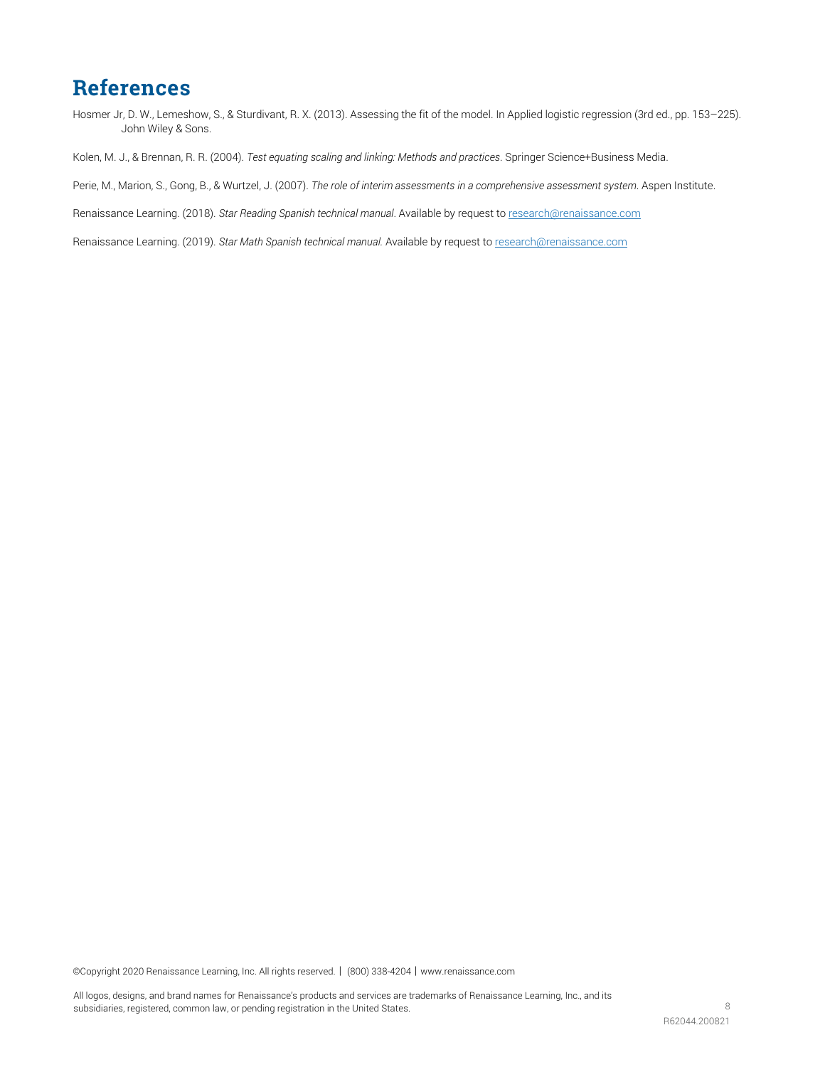# References

Hosmer Jr, D. W., Lemeshow, S., & Sturdivant, R. X. (2013). Assessing the fit of the model. In Applied logistic regression (3rd ed., pp. 153–225). John Wiley & Sons.

Kolen, M. J., & Brennan, R. R. (2004). *Test equating scaling and linking: Methods and practices*. Springer Science+Business Media.

Perie, M., Marion, S., Gong, B., & Wurtzel, J. (2007). *The role of interim assessments in a comprehensive assessment system*. Aspen Institute.

Renaissance Learning. (2018). *Star Reading Spanish technical manual*. Available by request to research@renaissance.com

Renaissance Learning. (2019). *Star Math Spanish technical manual.* Available by request to research@renaissance.com

©Copyright 2020 Renaissance Learning, Inc. All rights reserved. | (800) 338-4204 | www.renaissance.com

All logos, designs, and brand names for Renaissance's products and services are trademarks of Renaissance Learning, Inc., and its subsidiaries, registered, common law, or pending registration in the United States.

R62044.200821